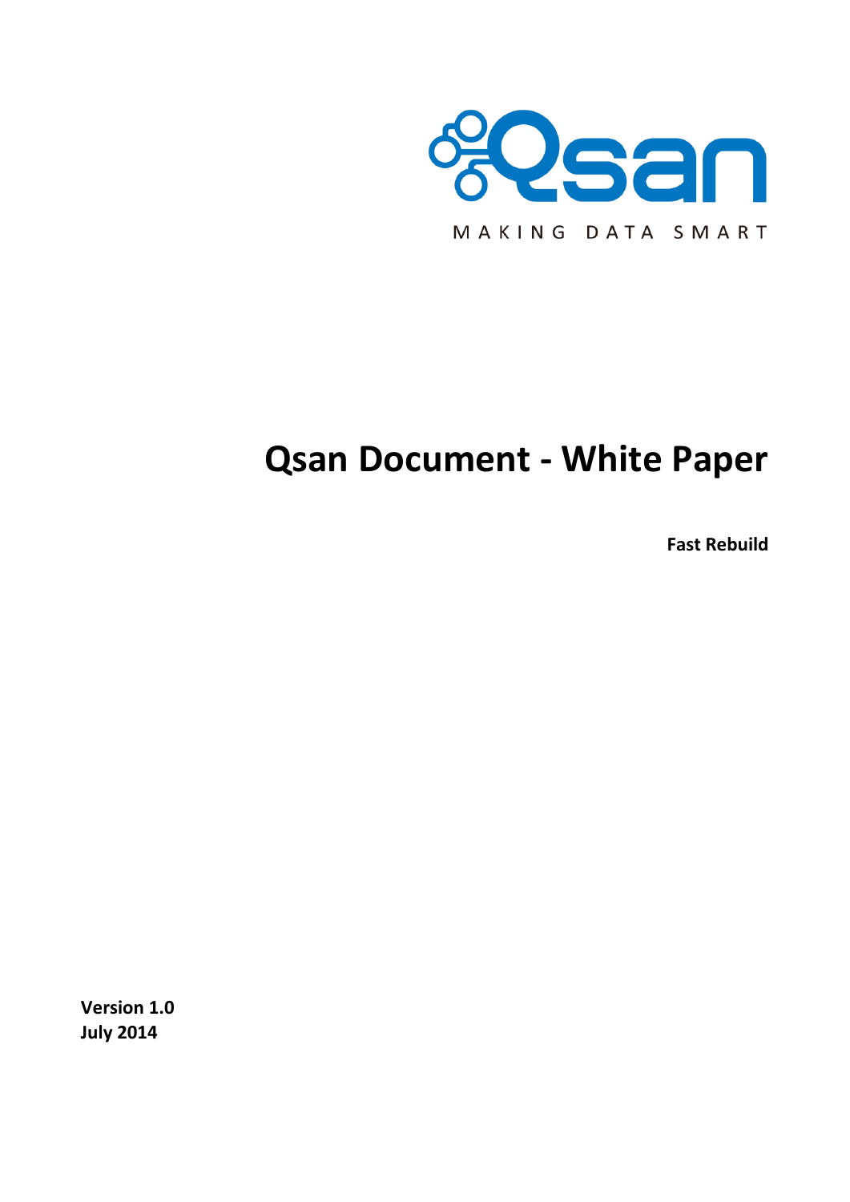Qsan

MAKING DATA SMART

# Qsan Document - White Paper

**Fast Rebuild**

**Version 1.0**
**July 2014**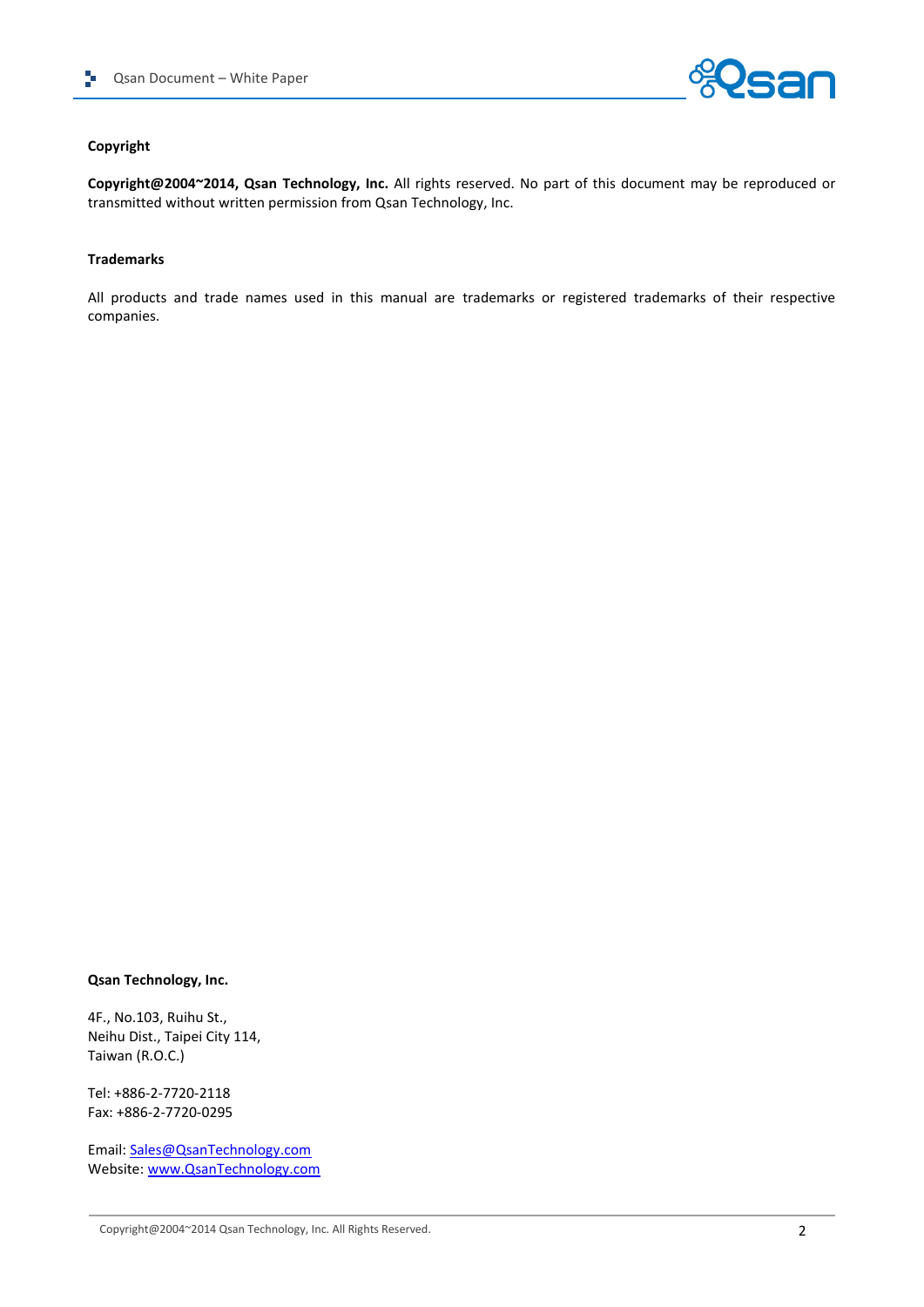## Copyright

**Copyright@2004~2014, Qsan Technology, Inc.** All rights reserved. No part of this document may be reproduced or transmitted without written permission from Qsan Technology, Inc.

## Trademarks

All products and trade names used in this manual are trademarks or registered trademarks of their respective companies.

**Qsan Technology, Inc.**

4F., No.103, Ruihu St.,
Neihu Dist., Taipei City 114,
Taiwan (R.O.C.)

Tel: +886-2-7720-2118
Fax: +886-2-7720-0295

Email: Sales@QsanTechnology.com
Website: www.QsanTechnology.com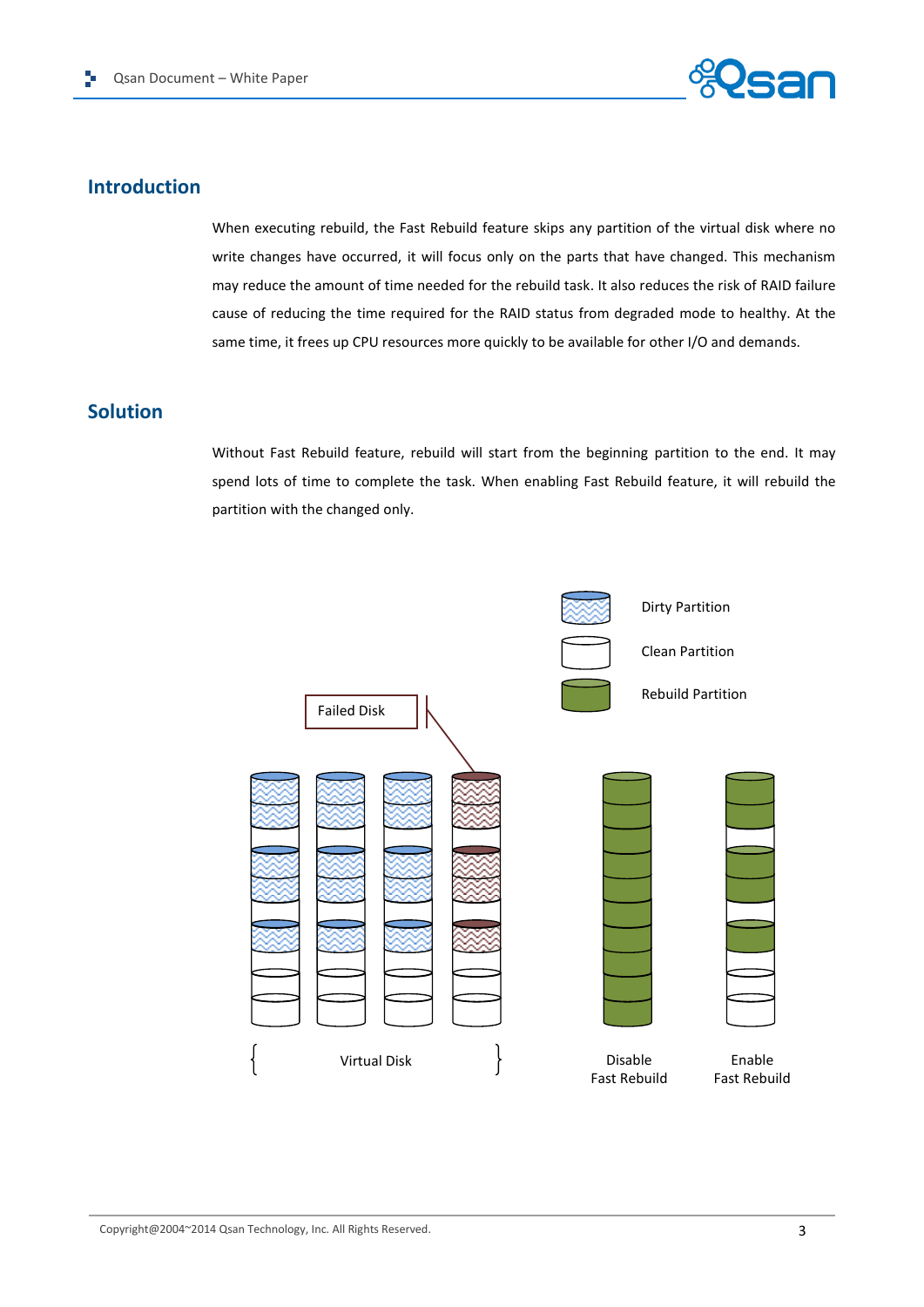## Introduction

When executing rebuild, the Fast Rebuild feature skips any partition of the virtual disk where no write changes have occurred, it will focus only on the parts that have changed. This mechanism may reduce the amount of time needed for the rebuild task. It also reduces the risk of RAID failure cause of reducing the time required for the RAID status from degraded mode to healthy. At the same time, it frees up CPU resources more quickly to be available for other I/O and demands.

## Solution

Without Fast Rebuild feature, rebuild will start from the beginning partition to the end. It may spend lots of time to complete the task. When enabling Fast Rebuild feature, it will rebuild the partition with the changed only.

Dirty Partition

Clean Partition

Rebuild Partition

Failed Disk

Virtual Disk

Disable Fast Rebuild

Enable Fast Rebuild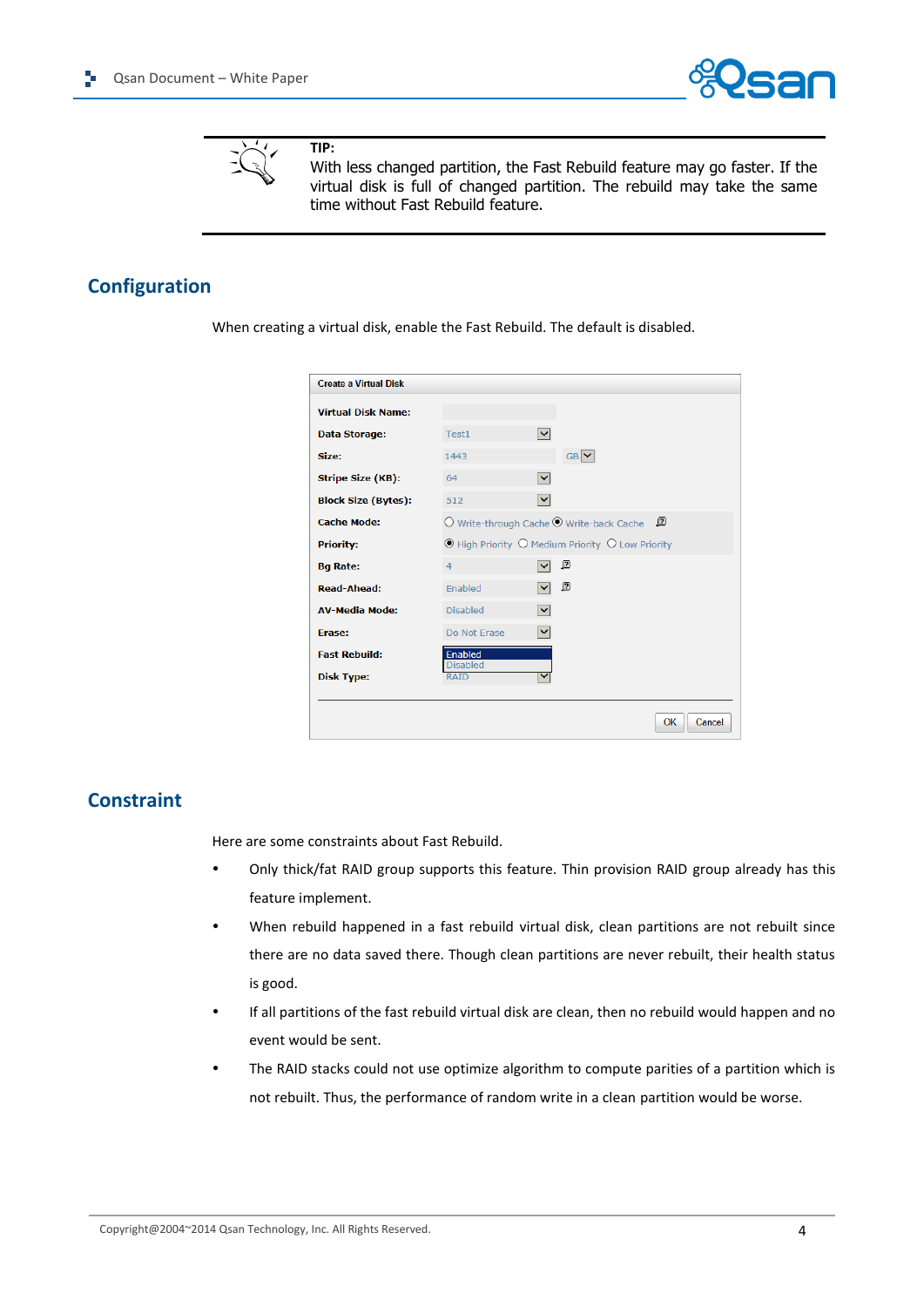> **TIP:**
> With less changed partition, the Fast Rebuild feature may go faster. If the virtual disk is full of changed partition. The rebuild may take the same time without Fast Rebuild feature.

## Configuration

When creating a virtual disk, enable the Fast Rebuild. The default is disabled.

| Create a Virtual Disk | |
|---|---|
| Virtual Disk Name: | |
| Data Storage: | Test1 |
| Size: | 1443 GB |
| Stripe Size (KB): | 64 |
| Block Size (Bytes): | 512 |
| Cache Mode: | Write-through Cache / Write-back Cache |
| Priority: | High Priority / Medium Priority / Low Priority |
| Bg Rate: | 4 |
| Read-Ahead: | Enabled |
| AV-Media Mode: | Disabled |
| Erase: | Do Not Erase |
| Fast Rebuild: | Enabled / Disabled |
| Disk Type: | RAID |

OK Cancel

## Constraint

Here are some constraints about Fast Rebuild.

- Only thick/fat RAID group supports this feature. Thin provision RAID group already has this feature implement.
- When rebuild happened in a fast rebuild virtual disk, clean partitions are not rebuilt since there are no data saved there. Though clean partitions are never rebuilt, their health status is good.
- If all partitions of the fast rebuild virtual disk are clean, then no rebuild would happen and no event would be sent.
- The RAID stacks could not use optimize algorithm to compute parities of a partition which is not rebuilt. Thus, the performance of random write in a clean partition would be worse.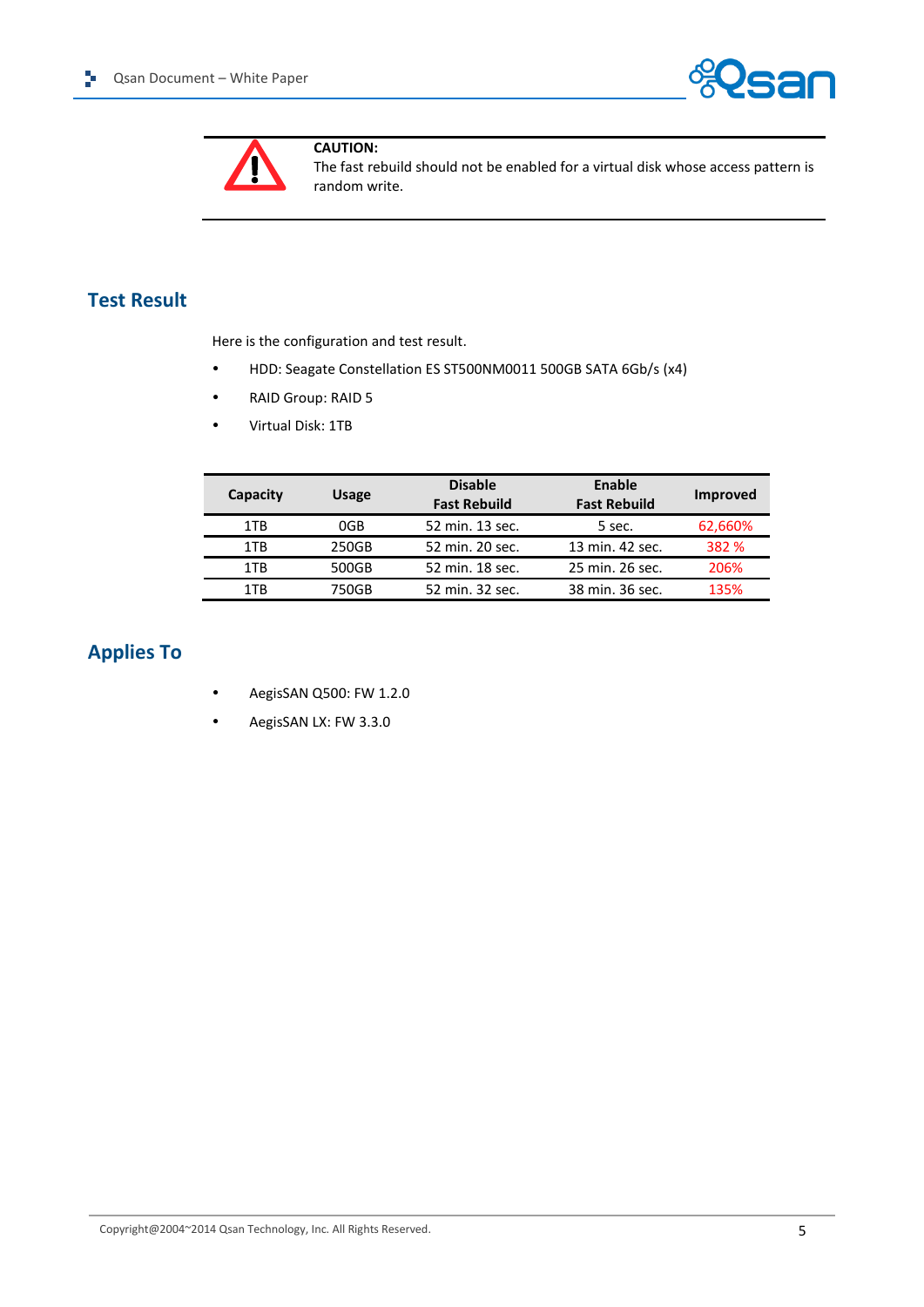**CAUTION:**
The fast rebuild should not be enabled for a virtual disk whose access pattern is random write.

## Test Result

Here is the configuration and test result.

- HDD: Seagate Constellation ES ST500NM0011 500GB SATA 6Gb/s (x4)
- RAID Group: RAID 5
- Virtual Disk: 1TB

| Capacity | Usage | Disable Fast Rebuild | Enable Fast Rebuild | Improved |
|---|---|---|---|---|
| 1TB | 0GB | 52 min. 13 sec. | 5 sec. | 62,660% |
| 1TB | 250GB | 52 min. 20 sec. | 13 min. 42 sec. | 382 % |
| 1TB | 500GB | 52 min. 18 sec. | 25 min. 26 sec. | 206% |
| 1TB | 750GB | 52 min. 32 sec. | 38 min. 36 sec. | 135% |

## Applies To

- AegisSAN Q500: FW 1.2.0
- AegisSAN LX: FW 3.3.0